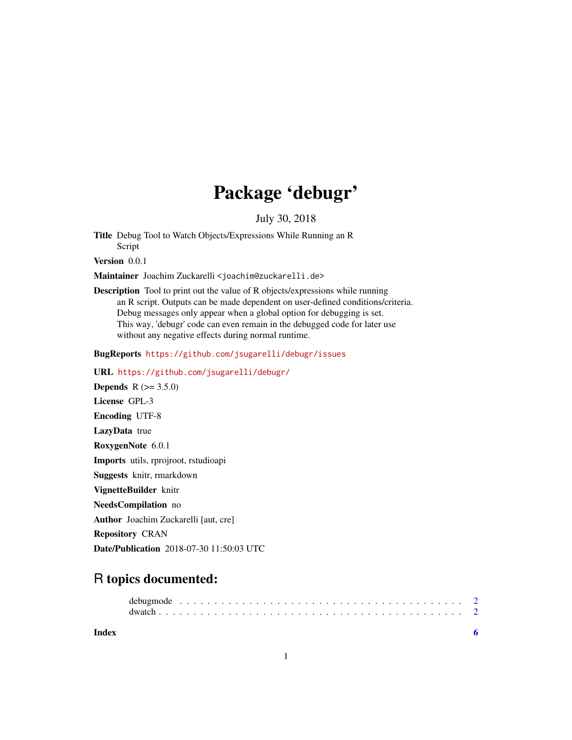# Package 'debugr'

July 30, 2018

**Title** Debug Tool to Watch Objects/Expressions While Running an R Script

**Version** 0.0.1

**Maintainer** Joachim Zuckarelli <joachim@zuckarelli.de>

**Description** Tool to print out the value of R objects/expressions while running an R script. Outputs can be made dependent on user-defined conditions/criteria. Debug messages only appear when a global option for debugging is set. This way, 'debugr' code can even remain in the debugged code for later use without any negative effects during normal runtime.

**BugReports** https://github.com/jsugarelli/debugr/issues

**URL** https://github.com/jsugarelli/debugr/

**Depends** R (>= 3.5.0)

**License** GPL-3

**Encoding** UTF-8

**LazyData** true

**RoxygenNote** 6.0.1

**Imports** utils, rprojroot, rstudioapi

**Suggests** knitr, rmarkdown

**VignetteBuilder** knitr

**NeedsCompilation** no

**Author** Joachim Zuckarelli [aut, cre]

**Repository** CRAN

**Date/Publication** 2018-07-30 11:50:03 UTC

## R topics documented:

debugmode . . . . . . . . . . . . . . . . . . . . . . . . . . . . . . . . . . . . . . . . 2
dwatch . . . . . . . . . . . . . . . . . . . . . . . . . . . . . . . . . . . . . . . . . . 2

**Index** **6**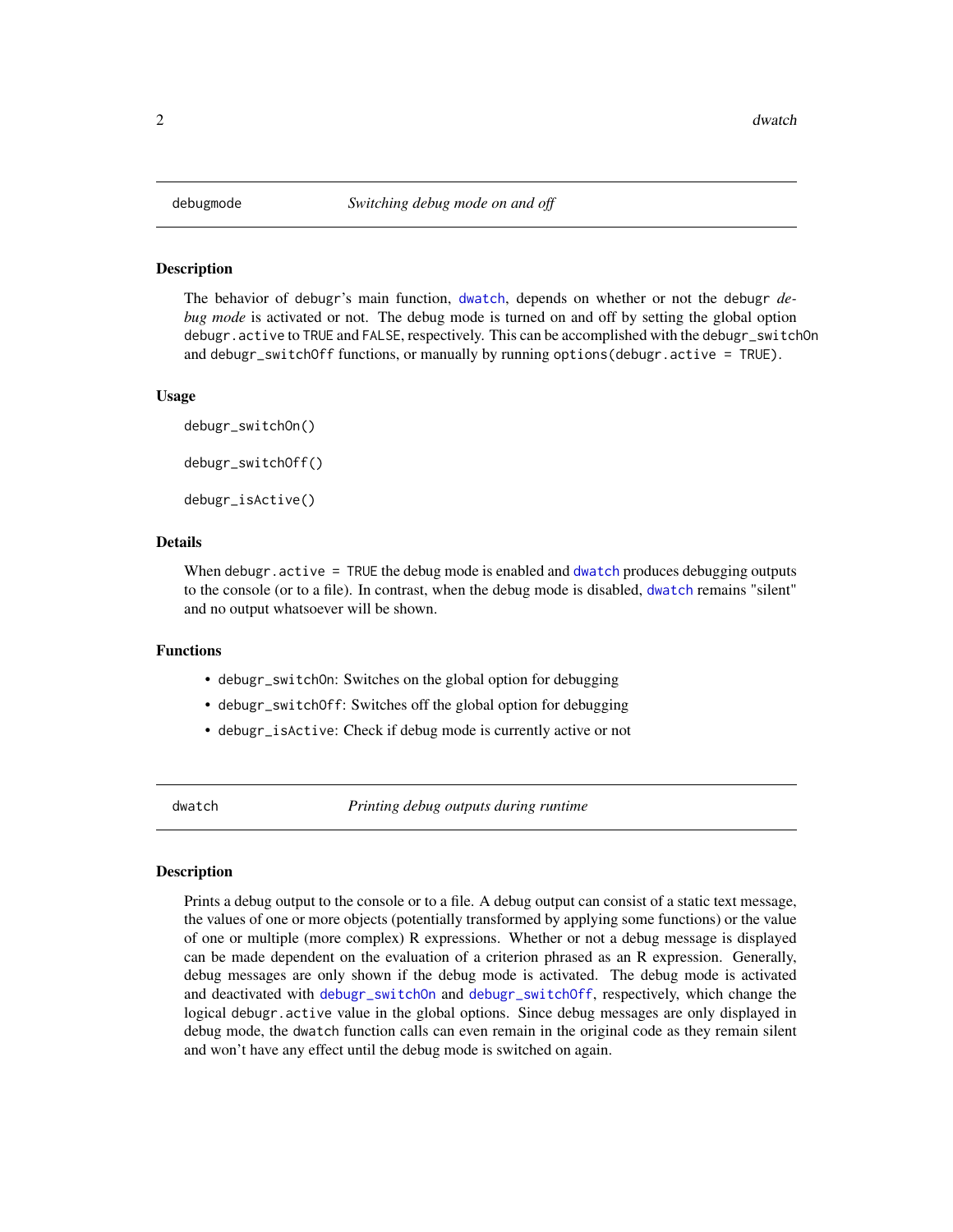## debugmode — *Switching debug mode on and off*

### Description

The behavior of debugr's main function, `dwatch`, depends on whether or not the debugr *debug mode* is activated or not. The debug mode is turned on and off by setting the global option `debugr.active` to `TRUE` and `FALSE`, respectively. This can be accomplished with the `debugr_switchOn` and `debugr_switchOff` functions, or manually by running `options(debugr.active = TRUE)`.

### Usage

```
debugr_switchOn()

debugr_switchOff()

debugr_isActive()
```

### Details

When `debugr.active = TRUE` the debug mode is enabled and `dwatch` produces debugging outputs to the console (or to a file). In contrast, when the debug mode is disabled, `dwatch` remains "silent" and no output whatsoever will be shown.

### Functions

- `debugr_switchOn`: Switches on the global option for debugging
- `debugr_switchOff`: Switches off the global option for debugging
- `debugr_isActive`: Check if debug mode is currently active or not

## dwatch — *Printing debug outputs during runtime*

### Description

Prints a debug output to the console or to a file. A debug output can consist of a static text message, the values of one or more objects (potentially transformed by applying some functions) or the value of one or multiple (more complex) R expressions. Whether or not a debug message is displayed can be made dependent on the evaluation of a criterion phrased as an R expression. Generally, debug messages are only shown if the debug mode is activated. The debug mode is activated and deactivated with `debugr_switchOn` and `debugr_switchOff`, respectively, which change the logical `debugr.active` value in the global options. Since debug messages are only displayed in debug mode, the `dwatch` function calls can even remain in the original code as they remain silent and won't have any effect until the debug mode is switched on again.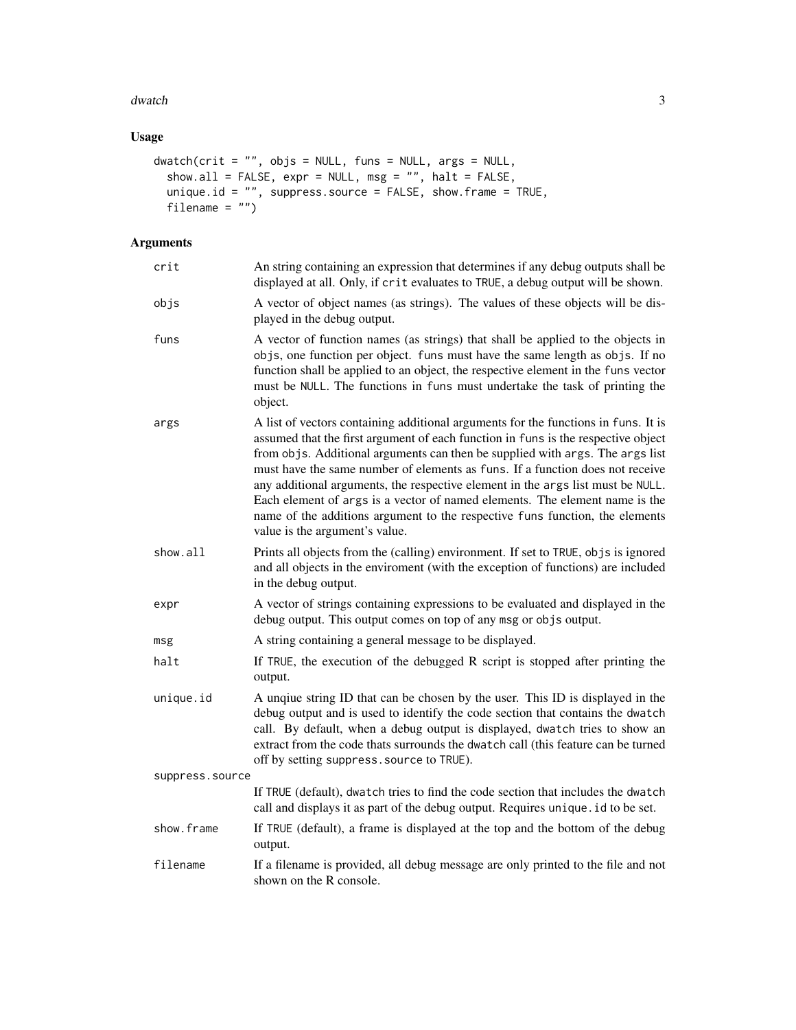## Usage

```
dwatch(crit = "", objs = NULL, funs = NULL, args = NULL,
  show.all = FALSE, expr = NULL, msg = "", halt = FALSE,
  unique.id = "", suppress.source = FALSE, show.frame = TRUE,
  filename = "")
```

## Arguments

| Argument | Description |
|---|---|
| `crit` | An string containing an expression that determines if any debug outputs shall be displayed at all. Only, if `crit` evaluates to `TRUE`, a debug output will be shown. |
| `objs` | A vector of object names (as strings). The values of these objects will be displayed in the debug output. |
| `funs` | A vector of function names (as strings) that shall be applied to the objects in `objs`, one function per object. `funs` must have the same length as `objs`. If no function shall be applied to an object, the respective element in the `funs` vector must be `NULL`. The functions in `funs` must undertake the task of printing the object. |
| `args` | A list of vectors containing additional arguments for the functions in `funs`. It is assumed that the first argument of each function in `funs` is the respective object from `objs`. Additional arguments can then be supplied with `args`. The `args` list must have the same number of elements as `funs`. If a function does not receive any additional arguments, the respective element in the `args` list must be `NULL`. Each element of `args` is a vector of named elements. The element name is the name of the additions argument to the respective `funs` function, the elements value is the argument's value. |
| `show.all` | Prints all objects from the (calling) environment. If set to `TRUE`, `objs` is ignored and all objects in the enviroment (with the exception of functions) are included in the debug output. |
| `expr` | A vector of strings containing expressions to be evaluated and displayed in the debug output. This output comes on top of any `msg` or `objs` output. |
| `msg` | A string containing a general message to be displayed. |
| `halt` | If `TRUE`, the execution of the debugged R script is stopped after printing the output. |
| `unique.id` | A unqiue string ID that can be chosen by the user. This ID is displayed in the debug output and is used to identify the code section that contains the `dwatch` call. By default, when a debug output is displayed, `dwatch` tries to show an extract from the code thats surrounds the `dwatch` call (this feature can be turned off by setting `suppress.source` to `TRUE`). |
| `suppress.source` | If `TRUE` (default), `dwatch` tries to find the code section that includes the `dwatch` call and displays it as part of the debug output. Requires `unique.id` to be set. |
| `show.frame` | If `TRUE` (default), a frame is displayed at the top and the bottom of the debug output. |
| `filename` | If a filename is provided, all debug message are only printed to the file and not shown on the R console. |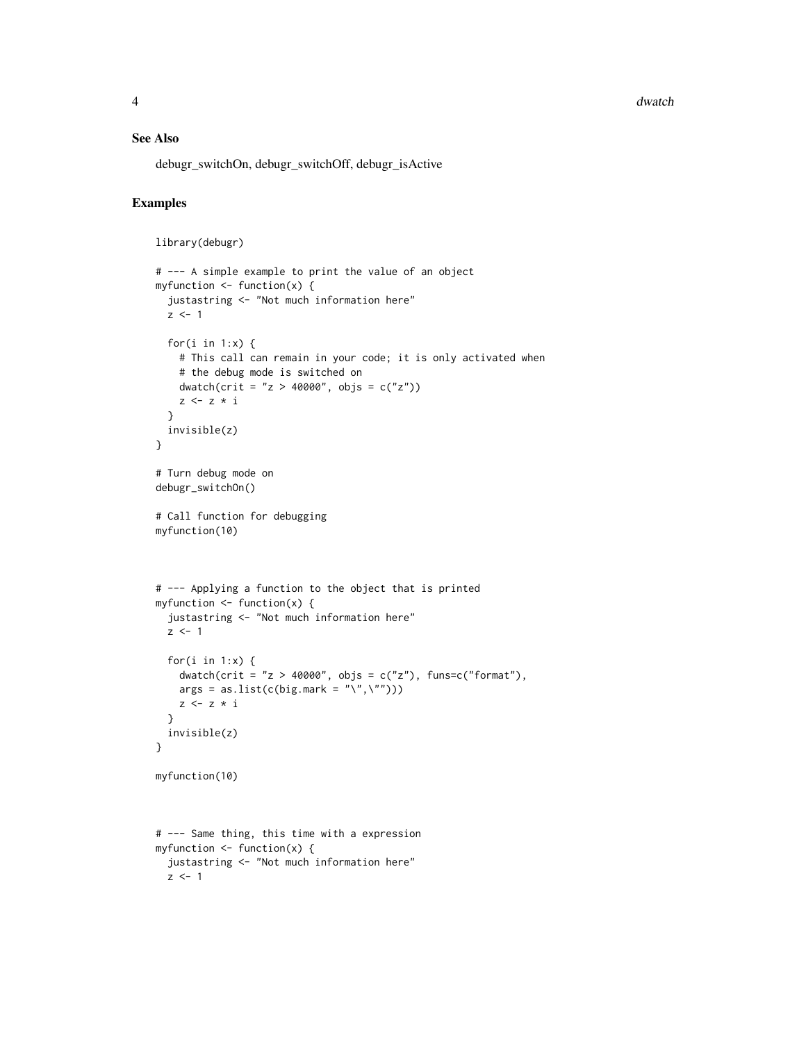## See Also

debugr_switchOn, debugr_switchOff, debugr_isActive

## Examples

```
library(debugr)

# --- A simple example to print the value of an object
myfunction <- function(x) {
  justastring <- "Not much information here"
  z <- 1

  for(i in 1:x) {
    # This call can remain in your code; it is only activated when
    # the debug mode is switched on
    dwatch(crit = "z > 40000", objs = c("z"))
    z <- z * i
  }
  invisible(z)
}

# Turn debug mode on
debugr_switchOn()

# Call function for debugging
myfunction(10)



# --- Applying a function to the object that is printed
myfunction <- function(x) {
  justastring <- "Not much information here"
  z <- 1

  for(i in 1:x) {
    dwatch(crit = "z > 40000", objs = c("z"), funs=c("format"),
    args = as.list(c(big.mark = "\",\"")))
    z <- z * i
  }
  invisible(z)
}

myfunction(10)



# --- Same thing, this time with a expression
myfunction <- function(x) {
  justastring <- "Not much information here"
  z <- 1
```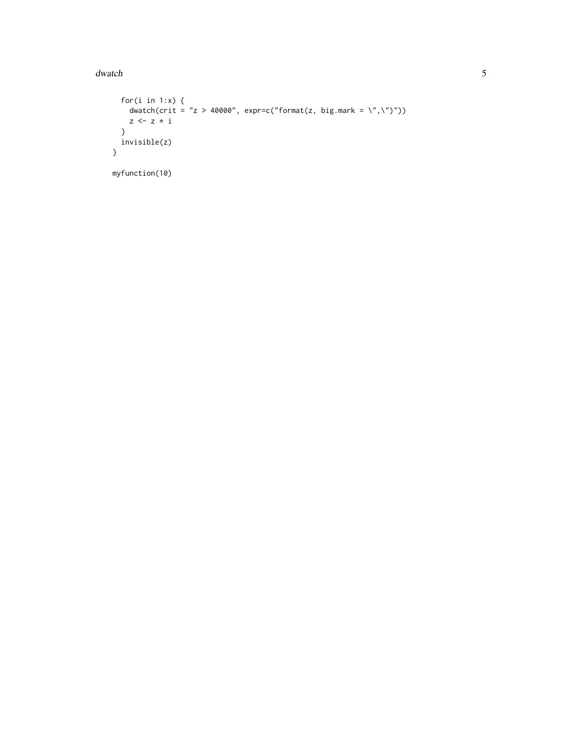```
  for(i in 1:x) {
    dwatch(crit = "z > 40000", expr=c("format(z, big.mark = \",\")"))
    z <- z * i
  }
  invisible(z)
}

myfunction(10)
```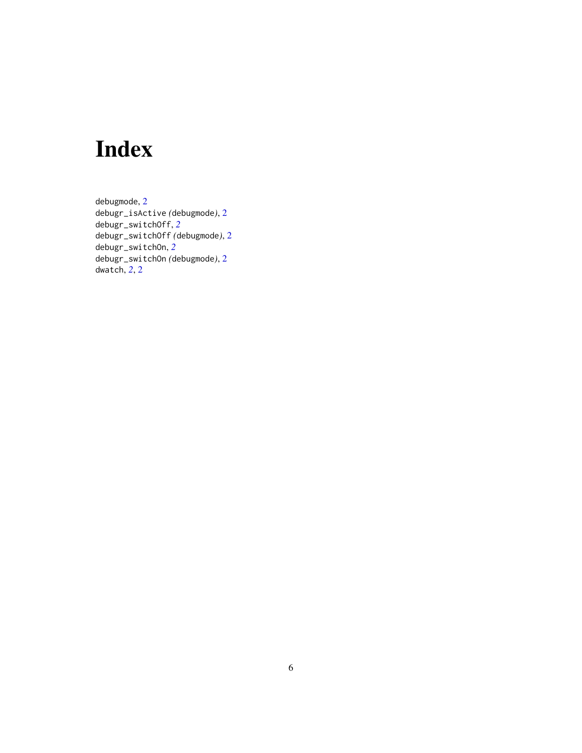# Index

debugmode, 2  
debugr_isActive *(*debugmode*)*, 2  
debugr_switchOff, *2*  
debugr_switchOff *(*debugmode*)*, 2  
debugr_switchOn, *2*  
debugr_switchOn *(*debugmode*)*, 2  
dwatch, *2*, 2